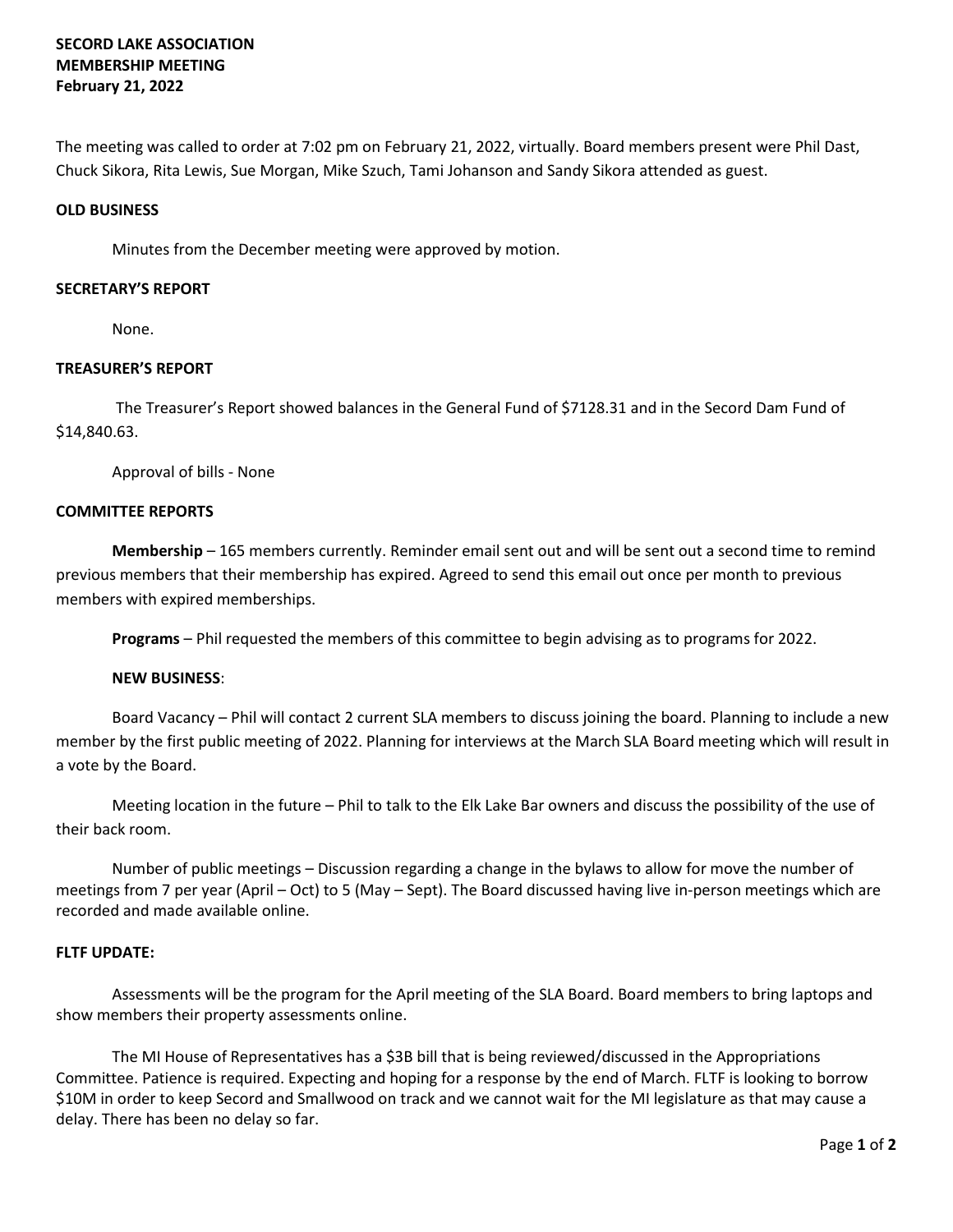**SECORD LAKE ASSOCIATION**
**MEMBERSHIP MEETING**
**February 21, 2022**

The meeting was called to order at 7:02 pm on February 21, 2022, virtually. Board members present were Phil Dast, Chuck Sikora, Rita Lewis, Sue Morgan, Mike Szuch, Tami Johanson and Sandy Sikora attended as guest.

**OLD BUSINESS**

Minutes from the December meeting were approved by motion.

**SECRETARY'S REPORT**

None.

**TREASURER'S REPORT**

The Treasurer's Report showed balances in the General Fund of $7128.31 and in the Secord Dam Fund of $14,840.63.

Approval of bills - None

**COMMITTEE REPORTS**

**Membership** – 165 members currently. Reminder email sent out and will be sent out a second time to remind previous members that their membership has expired. Agreed to send this email out once per month to previous members with expired memberships.

**Programs** – Phil requested the members of this committee to begin advising as to programs for 2022.

**NEW BUSINESS**:

Board Vacancy – Phil will contact 2 current SLA members to discuss joining the board. Planning to include a new member by the first public meeting of 2022. Planning for interviews at the March SLA Board meeting which will result in a vote by the Board.

Meeting location in the future – Phil to talk to the Elk Lake Bar owners and discuss the possibility of the use of their back room.

Number of public meetings – Discussion regarding a change in the bylaws to allow for move the number of meetings from 7 per year (April – Oct) to 5 (May – Sept). The Board discussed having live in-person meetings which are recorded and made available online.

**FLTF UPDATE:**

Assessments will be the program for the April meeting of the SLA Board. Board members to bring laptops and show members their property assessments online.

The MI House of Representatives has a $3B bill that is being reviewed/discussed in the Appropriations Committee. Patience is required. Expecting and hoping for a response by the end of March. FLTF is looking to borrow $10M in order to keep Secord and Smallwood on track and we cannot wait for the MI legislature as that may cause a delay. There has been no delay so far.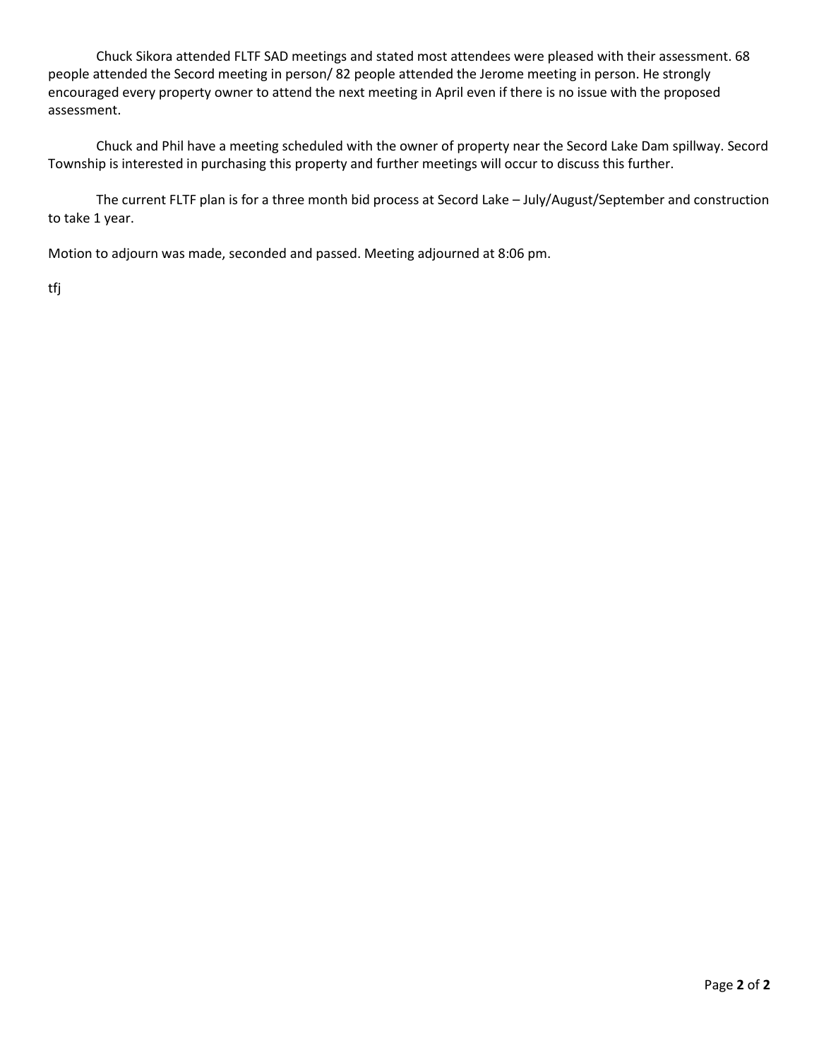Chuck Sikora attended FLTF SAD meetings and stated most attendees were pleased with their assessment. 68 people attended the Secord meeting in person/ 82 people attended the Jerome meeting in person. He strongly encouraged every property owner to attend the next meeting in April even if there is no issue with the proposed assessment.

Chuck and Phil have a meeting scheduled with the owner of property near the Secord Lake Dam spillway. Secord Township is interested in purchasing this property and further meetings will occur to discuss this further.

The current FLTF plan is for a three month bid process at Secord Lake – July/August/September and construction to take 1 year.

Motion to adjourn was made, seconded and passed. Meeting adjourned at 8:06 pm.

tfj